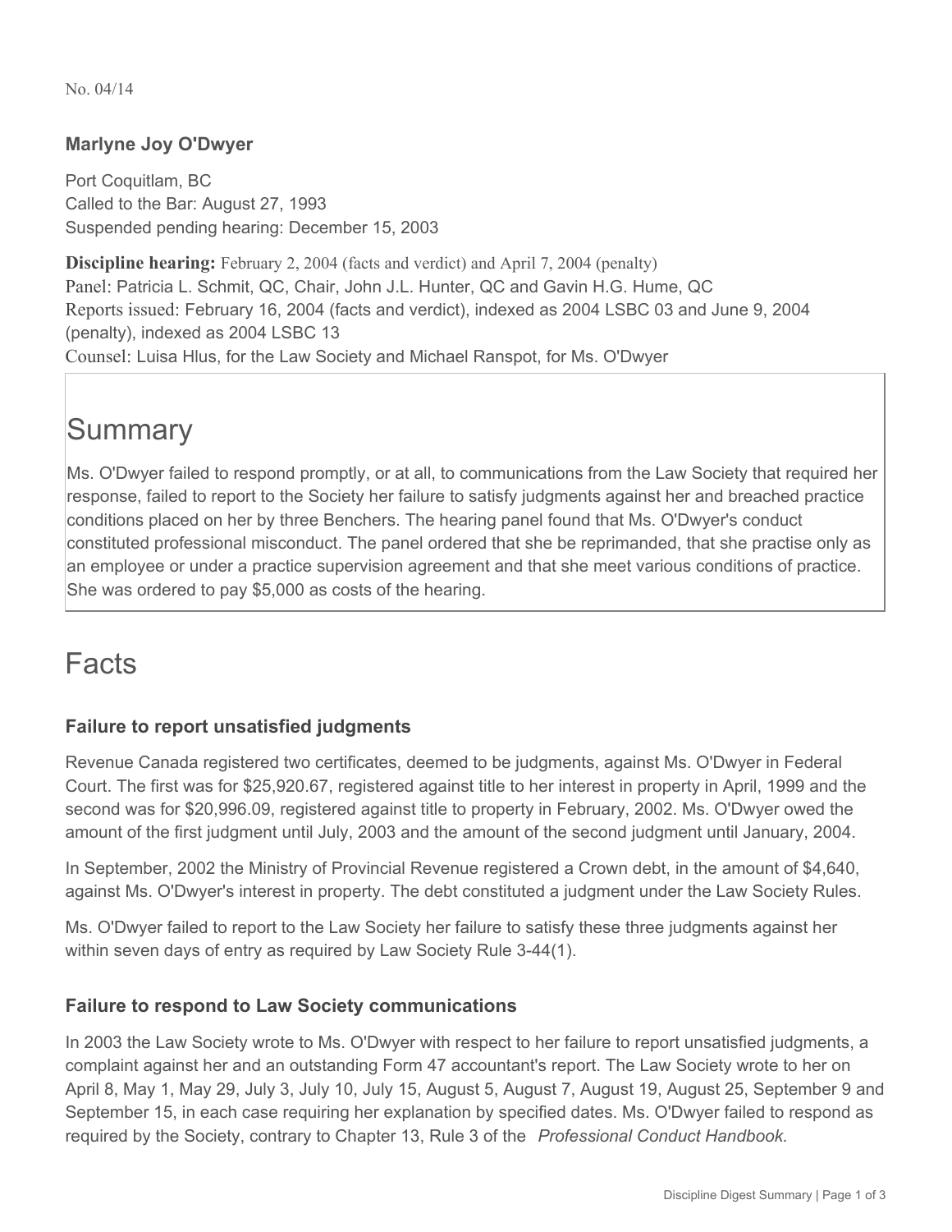No. 04/14

### Marlyne Joy O'Dwyer

Port Coquitlam, BC
Called to the Bar: August 27, 1993
Suspended pending hearing: December 15, 2003

**Discipline hearing:** February 2, 2004 (facts and verdict) and April 7, 2004 (penalty)
Panel: Patricia L. Schmit, QC, Chair, John J.L. Hunter, QC and Gavin H.G. Hume, QC
Reports issued: February 16, 2004 (facts and verdict), indexed as 2004 LSBC 03 and June 9, 2004 (penalty), indexed as 2004 LSBC 13
Counsel: Luisa Hlus, for the Law Society and Michael Ranspot, for Ms. O'Dwyer

## Summary

Ms. O'Dwyer failed to respond promptly, or at all, to communications from the Law Society that required her response, failed to report to the Society her failure to satisfy judgments against her and breached practice conditions placed on her by three Benchers. The hearing panel found that Ms. O'Dwyer's conduct constituted professional misconduct. The panel ordered that she be reprimanded, that she practise only as an employee or under a practice supervision agreement and that she meet various conditions of practice. She was ordered to pay $5,000 as costs of the hearing.

## Facts

### Failure to report unsatisfied judgments

Revenue Canada registered two certificates, deemed to be judgments, against Ms. O'Dwyer in Federal Court. The first was for $25,920.67, registered against title to her interest in property in April, 1999 and the second was for $20,996.09, registered against title to property in February, 2002. Ms. O'Dwyer owed the amount of the first judgment until July, 2003 and the amount of the second judgment until January, 2004.

In September, 2002 the Ministry of Provincial Revenue registered a Crown debt, in the amount of $4,640, against Ms. O'Dwyer's interest in property. The debt constituted a judgment under the Law Society Rules.

Ms. O'Dwyer failed to report to the Law Society her failure to satisfy these three judgments against her within seven days of entry as required by Law Society Rule 3-44(1).

### Failure to respond to Law Society communications

In 2003 the Law Society wrote to Ms. O'Dwyer with respect to her failure to report unsatisfied judgments, a complaint against her and an outstanding Form 47 accountant's report. The Law Society wrote to her on April 8, May 1, May 29, July 3, July 10, July 15, August 5, August 7, August 19, August 25, September 9 and September 15, in each case requiring her explanation by specified dates. Ms. O'Dwyer failed to respond as required by the Society, contrary to Chapter 13, Rule 3 of the *Professional Conduct Handbook*.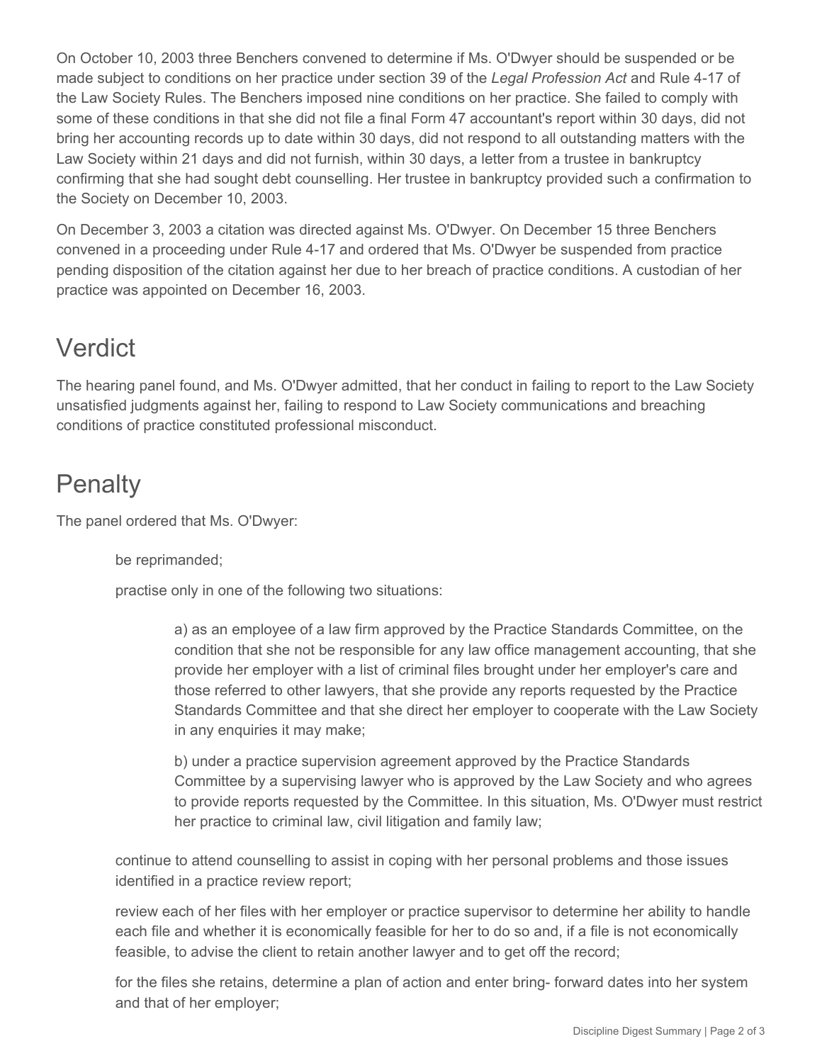On October 10, 2003 three Benchers convened to determine if Ms. O'Dwyer should be suspended or be made subject to conditions on her practice under section 39 of the *Legal Profession Act* and Rule 4-17 of the Law Society Rules. The Benchers imposed nine conditions on her practice. She failed to comply with some of these conditions in that she did not file a final Form 47 accountant's report within 30 days, did not bring her accounting records up to date within 30 days, did not respond to all outstanding matters with the Law Society within 21 days and did not furnish, within 30 days, a letter from a trustee in bankruptcy confirming that she had sought debt counselling. Her trustee in bankruptcy provided such a confirmation to the Society on December 10, 2003.

On December 3, 2003 a citation was directed against Ms. O'Dwyer. On December 15 three Benchers convened in a proceeding under Rule 4-17 and ordered that Ms. O'Dwyer be suspended from practice pending disposition of the citation against her due to her breach of practice conditions. A custodian of her practice was appointed on December 16, 2003.

## Verdict

The hearing panel found, and Ms. O'Dwyer admitted, that her conduct in failing to report to the Law Society unsatisfied judgments against her, failing to respond to Law Society communications and breaching conditions of practice constituted professional misconduct.

## Penalty

The panel ordered that Ms. O'Dwyer:

> be reprimanded;
>
> practise only in one of the following two situations:
>
> > a) as an employee of a law firm approved by the Practice Standards Committee, on the condition that she not be responsible for any law office management accounting, that she provide her employer with a list of criminal files brought under her employer's care and those referred to other lawyers, that she provide any reports requested by the Practice Standards Committee and that she direct her employer to cooperate with the Law Society in any enquiries it may make;
> >
> > b) under a practice supervision agreement approved by the Practice Standards Committee by a supervising lawyer who is approved by the Law Society and who agrees to provide reports requested by the Committee. In this situation, Ms. O'Dwyer must restrict her practice to criminal law, civil litigation and family law;
>
> continue to attend counselling to assist in coping with her personal problems and those issues identified in a practice review report;
>
> review each of her files with her employer or practice supervisor to determine her ability to handle each file and whether it is economically feasible for her to do so and, if a file is not economically feasible, to advise the client to retain another lawyer and to get off the record;
>
> for the files she retains, determine a plan of action and enter bring- forward dates into her system and that of her employer;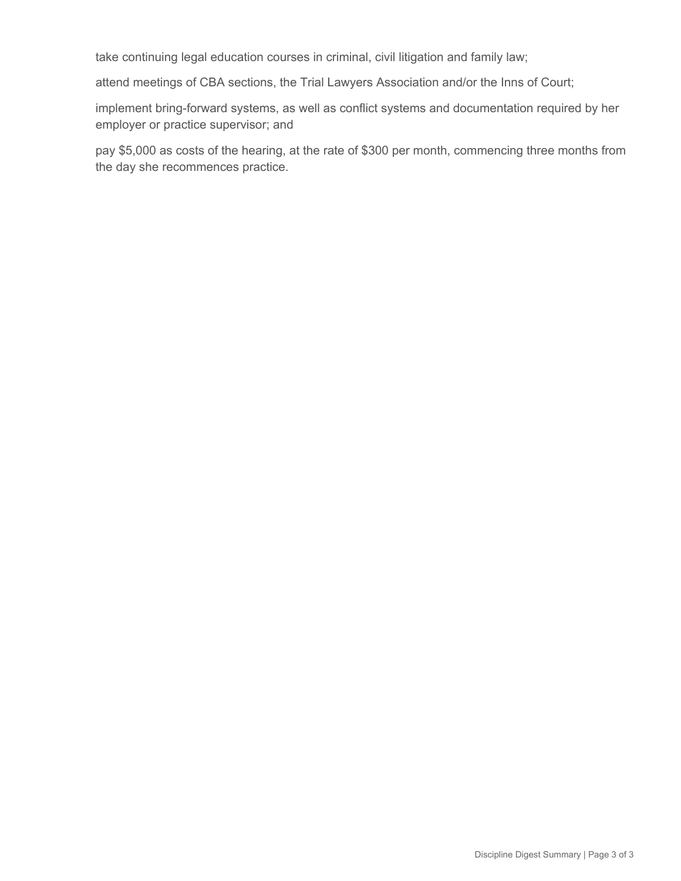take continuing legal education courses in criminal, civil litigation and family law;

attend meetings of CBA sections, the Trial Lawyers Association and/or the Inns of Court;

implement bring-forward systems, as well as conflict systems and documentation required by her employer or practice supervisor; and

pay $5,000 as costs of the hearing, at the rate of $300 per month, commencing three months from the day she recommences practice.